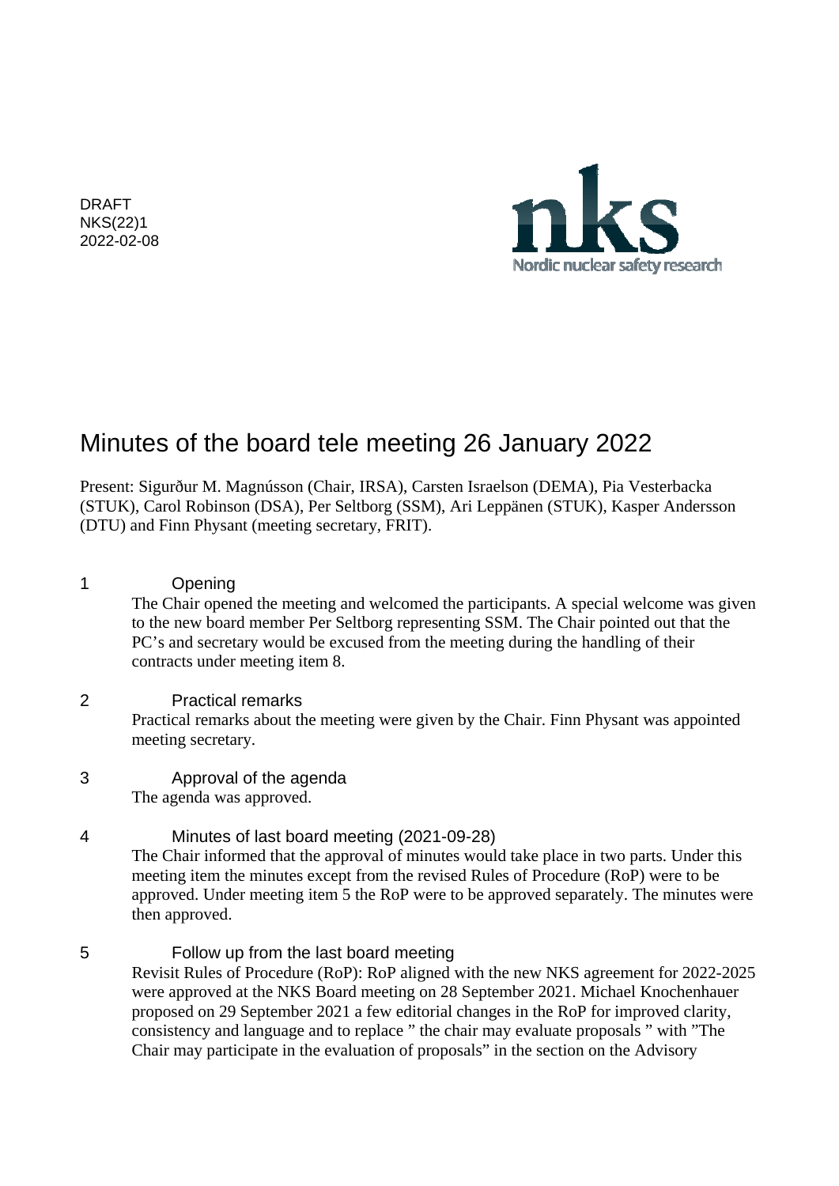DRAFT
NKS(22)1
2022-02-08

Nordic nuclear safety research

# Minutes of the board tele meeting 26 January 2022

Present: Sigurður M. Magnússon (Chair, IRSA), Carsten Israelson (DEMA), Pia Vesterbacka (STUK), Carol Robinson (DSA), Per Seltborg (SSM), Ari Leppänen (STUK), Kasper Andersson (DTU) and Finn Physant (meeting secretary, FRIT).

## 1 Opening

The Chair opened the meeting and welcomed the participants. A special welcome was given to the new board member Per Seltborg representing SSM. The Chair pointed out that the PC's and secretary would be excused from the meeting during the handling of their contracts under meeting item 8.

## 2 Practical remarks

Practical remarks about the meeting were given by the Chair. Finn Physant was appointed meeting secretary.

## 3 Approval of the agenda

The agenda was approved.

## 4 Minutes of last board meeting (2021-09-28)

The Chair informed that the approval of minutes would take place in two parts. Under this meeting item the minutes except from the revised Rules of Procedure (RoP) were to be approved. Under meeting item 5 the RoP were to be approved separately. The minutes were then approved.

## 5 Follow up from the last board meeting

Revisit Rules of Procedure (RoP): RoP aligned with the new NKS agreement for 2022-2025 were approved at the NKS Board meeting on 28 September 2021. Michael Knochenhauer proposed on 29 September 2021 a few editorial changes in the RoP for improved clarity, consistency and language and to replace " the chair may evaluate proposals " with "The Chair may participate in the evaluation of proposals" in the section on the Advisory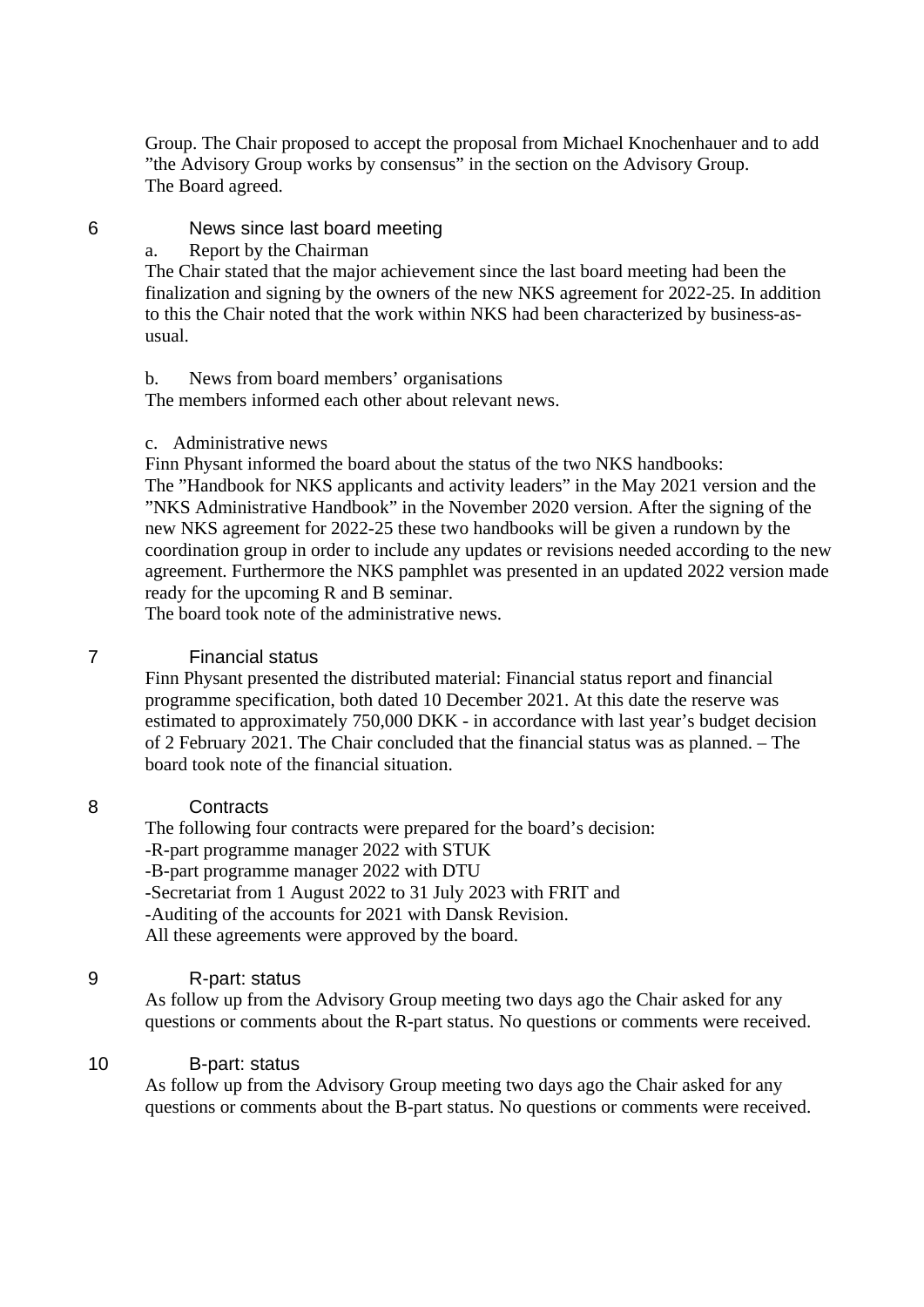Group. The Chair proposed to accept the proposal from Michael Knochenhauer and to add ”the Advisory Group works by consensus” in the section on the Advisory Group.
The Board agreed.

## 6 News since last board meeting

a. Report by the Chairman

The Chair stated that the major achievement since the last board meeting had been the finalization and signing by the owners of the new NKS agreement for 2022-25. In addition to this the Chair noted that the work within NKS had been characterized by business-as-usual.

b. News from board members’ organisations

The members informed each other about relevant news.

c. Administrative news

Finn Physant informed the board about the status of the two NKS handbooks:
The ”Handbook for NKS applicants and activity leaders” in the May 2021 version and the ”NKS Administrative Handbook” in the November 2020 version. After the signing of the new NKS agreement for 2022-25 these two handbooks will be given a rundown by the coordination group in order to include any updates or revisions needed according to the new agreement. Furthermore the NKS pamphlet was presented in an updated 2022 version made ready for the upcoming R and B seminar.
The board took note of the administrative news.

## 7 Financial status

Finn Physant presented the distributed material: Financial status report and financial programme specification, both dated 10 December 2021. At this date the reserve was estimated to approximately 750,000 DKK - in accordance with last year’s budget decision of 2 February 2021. The Chair concluded that the financial status was as planned. – The board took note of the financial situation.

## 8 Contracts

The following four contracts were prepared for the board’s decision:
-R-part programme manager 2022 with STUK
-B-part programme manager 2022 with DTU
-Secretariat from 1 August 2022 to 31 July 2023 with FRIT and
-Auditing of the accounts for 2021 with Dansk Revision.
All these agreements were approved by the board.

## 9 R-part: status

As follow up from the Advisory Group meeting two days ago the Chair asked for any questions or comments about the R-part status. No questions or comments were received.

## 10 B-part: status

As follow up from the Advisory Group meeting two days ago the Chair asked for any questions or comments about the B-part status. No questions or comments were received.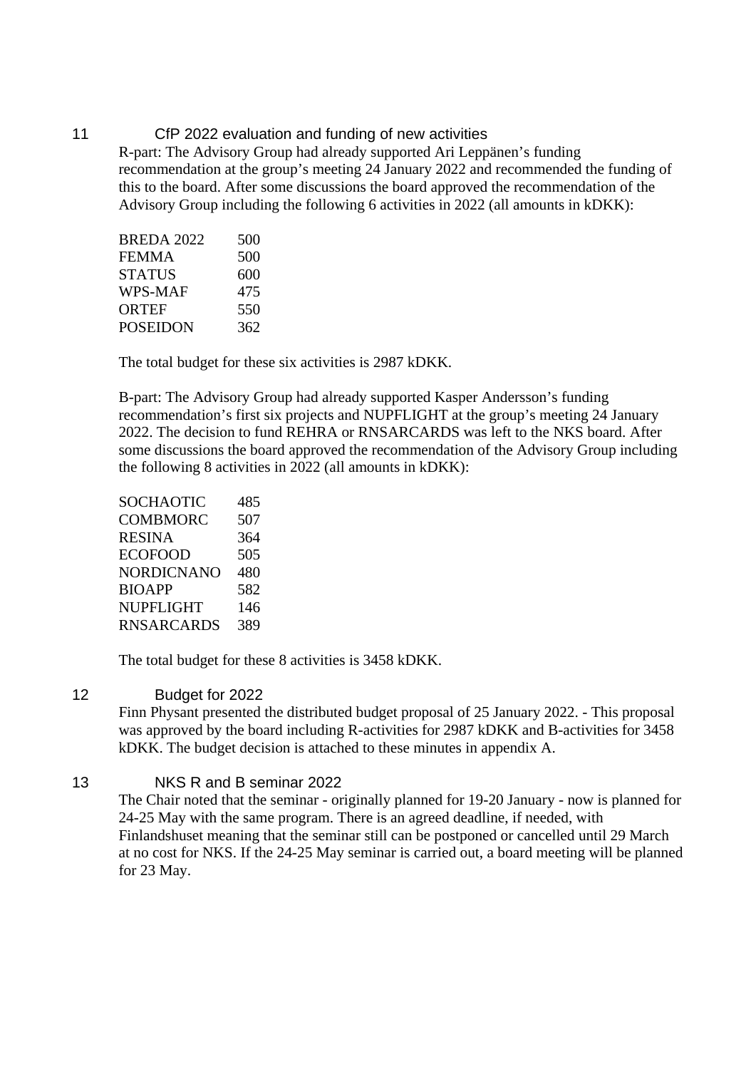## 11 CfP 2022 evaluation and funding of new activities

R-part: The Advisory Group had already supported Ari Leppänen's funding recommendation at the group's meeting 24 January 2022 and recommended the funding of this to the board. After some discussions the board approved the recommendation of the Advisory Group including the following 6 activities in 2022 (all amounts in kDKK):

| | |
|---|---|
| BREDA 2022 | 500 |
| FEMMA | 500 |
| STATUS | 600 |
| WPS-MAF | 475 |
| ORTEF | 550 |
| POSEIDON | 362 |

The total budget for these six activities is 2987 kDKK.

B-part: The Advisory Group had already supported Kasper Andersson's funding recommendation's first six projects and NUPFLIGHT at the group's meeting 24 January 2022. The decision to fund REHRA or RNSARCARDS was left to the NKS board. After some discussions the board approved the recommendation of the Advisory Group including the following 8 activities in 2022 (all amounts in kDKK):

| | |
|---|---|
| SOCHAOTIC | 485 |
| COMBMORC | 507 |
| RESINA | 364 |
| ECOFOOD | 505 |
| NORDICNANO | 480 |
| BIOAPP | 582 |
| NUPFLIGHT | 146 |
| RNSARCARDS | 389 |

The total budget for these 8 activities is 3458 kDKK.

## 12 Budget for 2022

Finn Physant presented the distributed budget proposal of 25 January 2022. - This proposal was approved by the board including R-activities for 2987 kDKK and B-activities for 3458 kDKK. The budget decision is attached to these minutes in appendix A.

## 13 NKS R and B seminar 2022

The Chair noted that the seminar - originally planned for 19-20 January - now is planned for 24-25 May with the same program. There is an agreed deadline, if needed, with Finlandshuset meaning that the seminar still can be postponed or cancelled until 29 March at no cost for NKS. If the 24-25 May seminar is carried out, a board meeting will be planned for 23 May.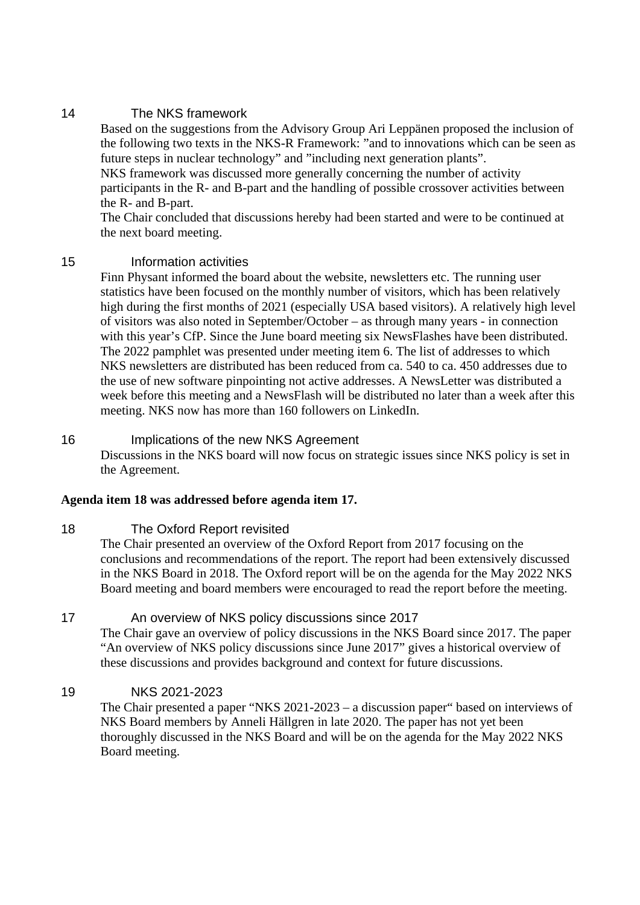## 14 The NKS framework

Based on the suggestions from the Advisory Group Ari Leppänen proposed the inclusion of the following two texts in the NKS-R Framework: ”and to innovations which can be seen as future steps in nuclear technology” and ”including next generation plants”.
NKS framework was discussed more generally concerning the number of activity participants in the R- and B-part and the handling of possible crossover activities between the R- and B-part.
The Chair concluded that discussions hereby had been started and were to be continued at the next board meeting.

## 15 Information activities

Finn Physant informed the board about the website, newsletters etc. The running user statistics have been focused on the monthly number of visitors, which has been relatively high during the first months of 2021 (especially USA based visitors). A relatively high level of visitors was also noted in September/October – as through many years - in connection with this year’s CfP. Since the June board meeting six NewsFlashes have been distributed. The 2022 pamphlet was presented under meeting item 6. The list of addresses to which NKS newsletters are distributed has been reduced from ca. 540 to ca. 450 addresses due to the use of new software pinpointing not active addresses. A NewsLetter was distributed a week before this meeting and a NewsFlash will be distributed no later than a week after this meeting. NKS now has more than 160 followers on LinkedIn.

## 16 Implications of the new NKS Agreement

Discussions in the NKS board will now focus on strategic issues since NKS policy is set in the Agreement.

**Agenda item 18 was addressed before agenda item 17.**

## 18 The Oxford Report revisited

The Chair presented an overview of the Oxford Report from 2017 focusing on the conclusions and recommendations of the report. The report had been extensively discussed in the NKS Board in 2018. The Oxford report will be on the agenda for the May 2022 NKS Board meeting and board members were encouraged to read the report before the meeting.

## 17 An overview of NKS policy discussions since 2017

The Chair gave an overview of policy discussions in the NKS Board since 2017. The paper “An overview of NKS policy discussions since June 2017” gives a historical overview of these discussions and provides background and context for future discussions.

## 19 NKS 2021-2023

The Chair presented a paper “NKS 2021-2023 – a discussion paper“ based on interviews of NKS Board members by Anneli Hällgren in late 2020. The paper has not yet been thoroughly discussed in the NKS Board and will be on the agenda for the May 2022 NKS Board meeting.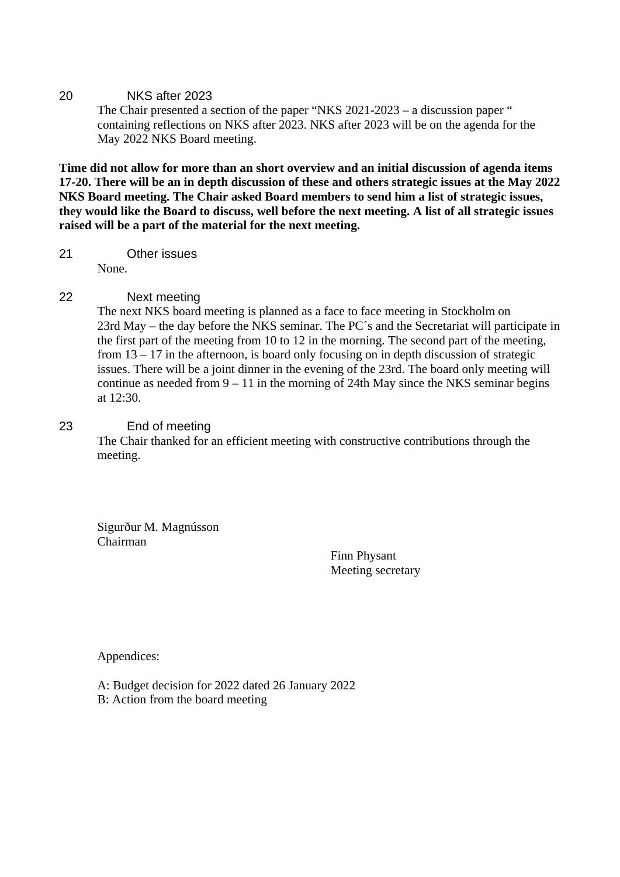## 20 NKS after 2023

The Chair presented a section of the paper "NKS 2021-2023 – a discussion paper " containing reflections on NKS after 2023. NKS after 2023 will be on the agenda for the May 2022 NKS Board meeting.

**Time did not allow for more than an short overview and an initial discussion of agenda items 17-20. There will be an in depth discussion of these and others strategic issues at the May 2022 NKS Board meeting. The Chair asked Board members to send him a list of strategic issues, they would like the Board to discuss, well before the next meeting. A list of all strategic issues raised will be a part of the material for the next meeting.**

## 21 Other issues

None.

## 22 Next meeting

The next NKS board meeting is planned as a face to face meeting in Stockholm on 23rd May – the day before the NKS seminar. The PC´s and the Secretariat will participate in the first part of the meeting from 10 to 12 in the morning. The second part of the meeting, from 13 – 17 in the afternoon, is board only focusing on in depth discussion of strategic issues. There will be a joint dinner in the evening of the 23rd. The board only meeting will continue as needed from 9 – 11 in the morning of 24th May since the NKS seminar begins at 12:30.

## 23 End of meeting

The Chair thanked for an efficient meeting with constructive contributions through the meeting.

Sigurður M. Magnússon
Chairman

Finn Physant
Meeting secretary

Appendices:

A: Budget decision for 2022 dated 26 January 2022
B: Action from the board meeting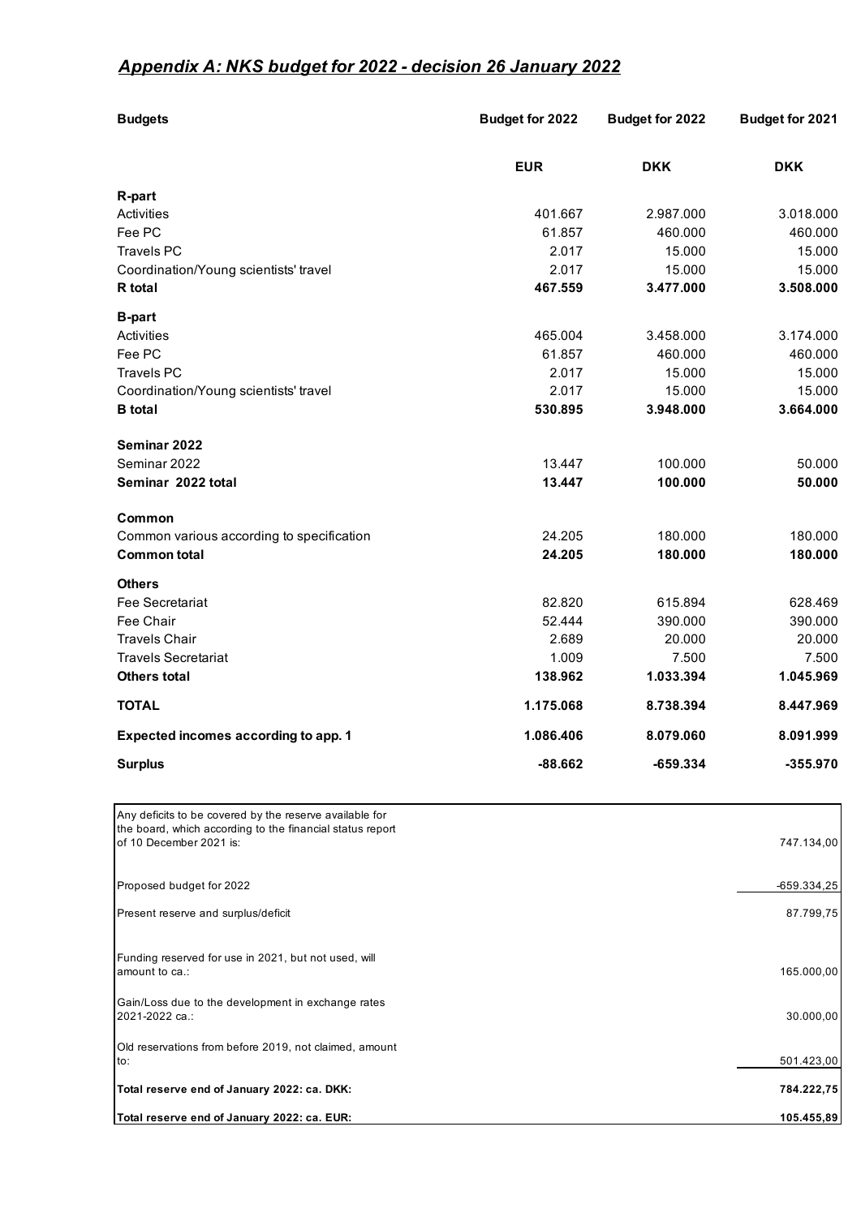## *Appendix A: NKS budget for 2022 - decision 26 January 2022*

| **Budgets** | **Budget for 2022** | **Budget for 2022** | **Budget for 2021** |
|---|---|---|---|
| | **EUR** | **DKK** | **DKK** |
| **R-part** | | | |
| Activities | 401.667 | 2.987.000 | 3.018.000 |
| Fee PC | 61.857 | 460.000 | 460.000 |
| Travels PC | 2.017 | 15.000 | 15.000 |
| Coordination/Young scientists' travel | 2.017 | 15.000 | 15.000 |
| **R total** | **467.559** | **3.477.000** | **3.508.000** |
| **B-part** | | | |
| Activities | 465.004 | 3.458.000 | 3.174.000 |
| Fee PC | 61.857 | 460.000 | 460.000 |
| Travels PC | 2.017 | 15.000 | 15.000 |
| Coordination/Young scientists' travel | 2.017 | 15.000 | 15.000 |
| **B total** | **530.895** | **3.948.000** | **3.664.000** |
| **Seminar 2022** | | | |
| Seminar 2022 | 13.447 | 100.000 | 50.000 |
| **Seminar 2022 total** | **13.447** | **100.000** | **50.000** |
| **Common** | | | |
| Common various according to specification | 24.205 | 180.000 | 180.000 |
| **Common total** | **24.205** | **180.000** | **180.000** |
| **Others** | | | |
| Fee Secretariat | 82.820 | 615.894 | 628.469 |
| Fee Chair | 52.444 | 390.000 | 390.000 |
| Travels Chair | 2.689 | 20.000 | 20.000 |
| Travels Secretariat | 1.009 | 7.500 | 7.500 |
| **Others total** | **138.962** | **1.033.394** | **1.045.969** |
| **TOTAL** | **1.175.068** | **8.738.394** | **8.447.969** |
| **Expected incomes according to app. 1** | **1.086.406** | **8.079.060** | **8.091.999** |
| **Surplus** | **-88.662** | **-659.334** | **-355.970** |

| | |
|---|---|
| Any deficits to be covered by the reserve available for the board, which according to the financial status report of 10 December 2021 is: | 747.134,00 |
| Proposed budget for 2022 | -659.334,25 |
| Present reserve and surplus/deficit | 87.799,75 |
| Funding reserved for use in 2021, but not used, will amount to ca.: | 165.000,00 |
| Gain/Loss due to the development in exchange rates 2021-2022 ca.: | 30.000,00 |
| Old reservations from before 2019, not claimed, amount to: | 501.423,00 |
| **Total reserve end of January 2022: ca. DKK:** | **784.222,75** |
| **Total reserve end of January 2022: ca. EUR:** | **105.455,89** |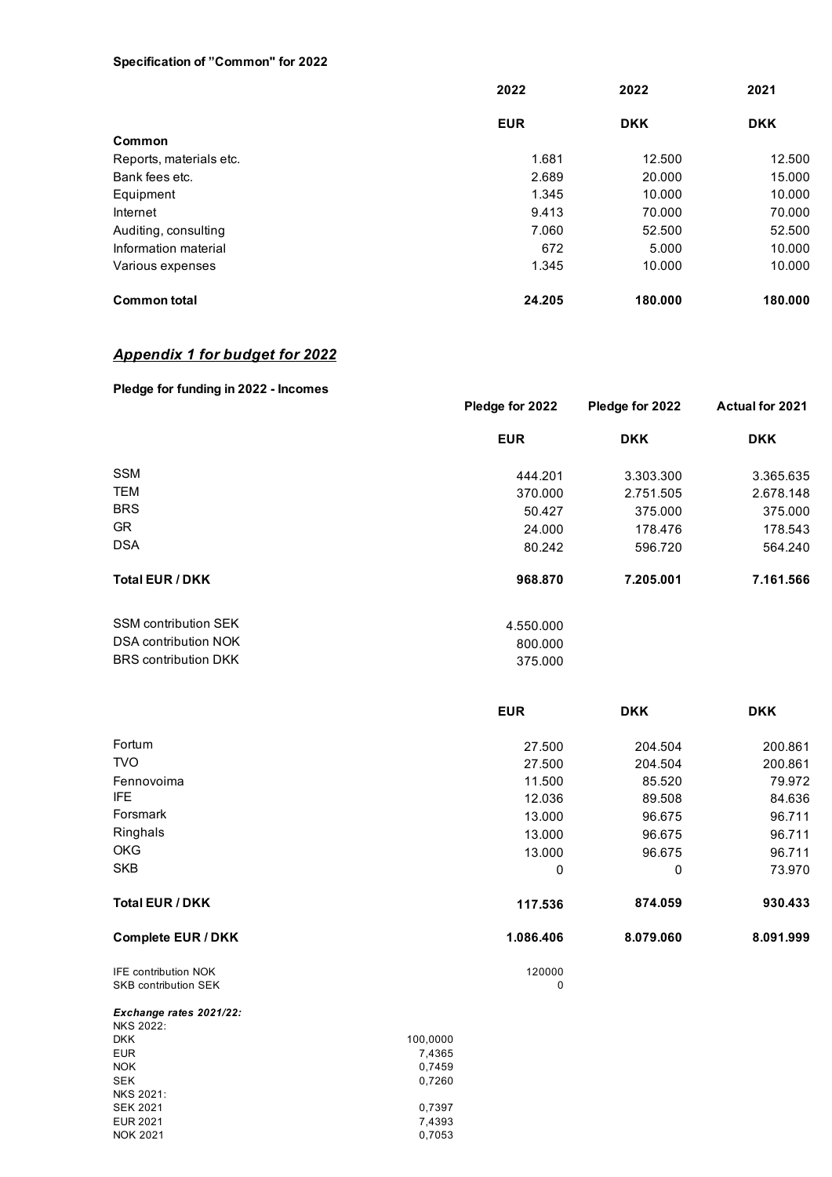**Specification of "Common" for 2022**

| | 2022 | 2022 | 2021 |
|---|---|---|---|
| | **EUR** | **DKK** | **DKK** |
| **Common** | | | |
| Reports, materials etc. | 1.681 | 12.500 | 12.500 |
| Bank fees etc. | 2.689 | 20.000 | 15.000 |
| Equipment | 1.345 | 10.000 | 10.000 |
| Internet | 9.413 | 70.000 | 70.000 |
| Auditing, consulting | 7.060 | 52.500 | 52.500 |
| Information material | 672 | 5.000 | 10.000 |
| Various expenses | 1.345 | 10.000 | 10.000 |
| **Common total** | **24.205** | **180.000** | **180.000** |

## ***Appendix 1 for budget for 2022***

**Pledge for funding in 2022 - Incomes**

| | Pledge for 2022 | Pledge for 2022 | Actual for 2021 |
|---|---|---|---|
| | **EUR** | **DKK** | **DKK** |
| SSM | 444.201 | 3.303.300 | 3.365.635 |
| TEM | 370.000 | 2.751.505 | 2.678.148 |
| BRS | 50.427 | 375.000 | 375.000 |
| GR | 24.000 | 178.476 | 178.543 |
| DSA | 80.242 | 596.720 | 564.240 |
| **Total EUR / DKK** | **968.870** | **7.205.001** | **7.161.566** |
| SSM contribution SEK | 4.550.000 | | |
| DSA contribution NOK | 800.000 | | |
| BRS contribution DKK | 375.000 | | |

| | EUR | DKK | DKK |
|---|---|---|---|
| Fortum | 27.500 | 204.504 | 200.861 |
| TVO | 27.500 | 204.504 | 200.861 |
| Fennovoima | 11.500 | 85.520 | 79.972 |
| IFE | 12.036 | 89.508 | 84.636 |
| Forsmark | 13.000 | 96.675 | 96.711 |
| Ringhals | 13.000 | 96.675 | 96.711 |
| OKG | 13.000 | 96.675 | 96.711 |
| SKB | 0 | 0 | 73.970 |
| **Total EUR / DKK** | **117.536** | **874.059** | **930.433** |
| **Complete EUR / DKK** | **1.086.406** | **8.079.060** | **8.091.999** |
| IFE contribution NOK | 120000 | | |
| SKB contribution SEK | 0 | | |

***Exchange rates 2021/22:***

| NKS 2022: | |
|---|---|
| DKK | 100,0000 |
| EUR | 7,4365 |
| NOK | 0,7459 |
| SEK | 0,7260 |
| NKS 2021: | |
| SEK 2021 | 0,7397 |
| EUR 2021 | 7,4393 |
| NOK 2021 | 0,7053 |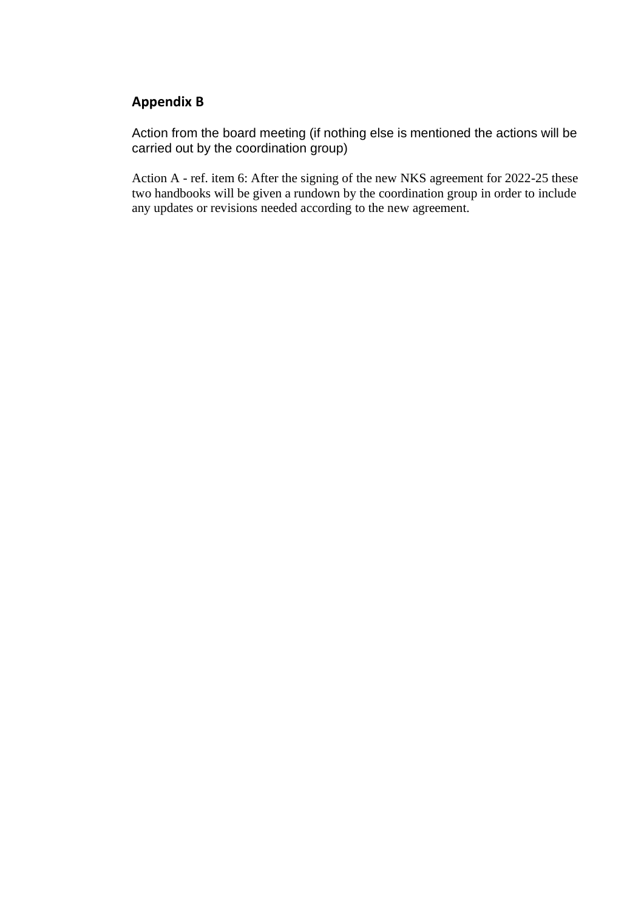## Appendix B

Action from the board meeting (if nothing else is mentioned the actions will be carried out by the coordination group)

Action A - ref. item 6: After the signing of the new NKS agreement for 2022-25 these two handbooks will be given a rundown by the coordination group in order to include any updates or revisions needed according to the new agreement.